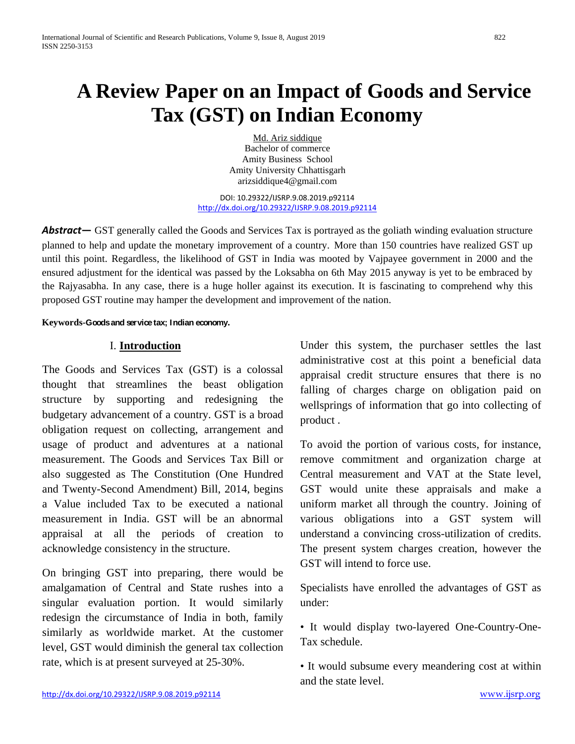# A Review Paper on an Impact of Goods and Service Tax (GST) on Indian Economy

Md. Ariz siddique
Bachelor of commerce
Amity Business School
Amity University Chhattisgarh
arizsiddique4@gmail.com

DOI: 10.29322/IJSRP.9.08.2019.p92114
http://dx.doi.org/10.29322/IJSRP.9.08.2019.p92114

***Abstract—*** GST generally called the Goods and Services Tax is portrayed as the goliath winding evaluation structure planned to help and update the monetary improvement of a country. More than 150 countries have realized GST up until this point. Regardless, the likelihood of GST in India was mooted by Vajpayee government in 2000 and the ensured adjustment for the identical was passed by the Loksabha on 6th May 2015 anyway is yet to be embraced by the Rajyasabha. In any case, there is a huge holler against its execution. It is fascinating to comprehend why this proposed GST routine may hamper the development and improvement of the nation.

**Keywords-Goods and service tax; Indian economy.**

## I. Introduction

The Goods and Services Tax (GST) is a colossal thought that streamlines the beast obligation structure by supporting and redesigning the budgetary advancement of a country. GST is a broad obligation request on collecting, arrangement and usage of product and adventures at a national measurement. The Goods and Services Tax Bill or also suggested as The Constitution (One Hundred and Twenty-Second Amendment) Bill, 2014, begins a Value included Tax to be executed a national measurement in India. GST will be an abnormal appraisal at all the periods of creation to acknowledge consistency in the structure.

On bringing GST into preparing, there would be amalgamation of Central and State rushes into a singular evaluation portion. It would similarly redesign the circumstance of India in both, family similarly as worldwide market. At the customer level, GST would diminish the general tax collection rate, which is at present surveyed at 25-30%.

Under this system, the purchaser settles the last administrative cost at this point a beneficial data appraisal credit structure ensures that there is no falling of charges charge on obligation paid on wellsprings of information that go into collecting of product .

To avoid the portion of various costs, for instance, remove commitment and organization charge at Central measurement and VAT at the State level, GST would unite these appraisals and make a uniform market all through the country. Joining of various obligations into a GST system will understand a convincing cross-utilization of credits. The present system charges creation, however the GST will intend to force use.

Specialists have enrolled the advantages of GST as under:

• It would display two-layered One-Country-One-Tax schedule.

• It would subsume every meandering cost at within and the state level.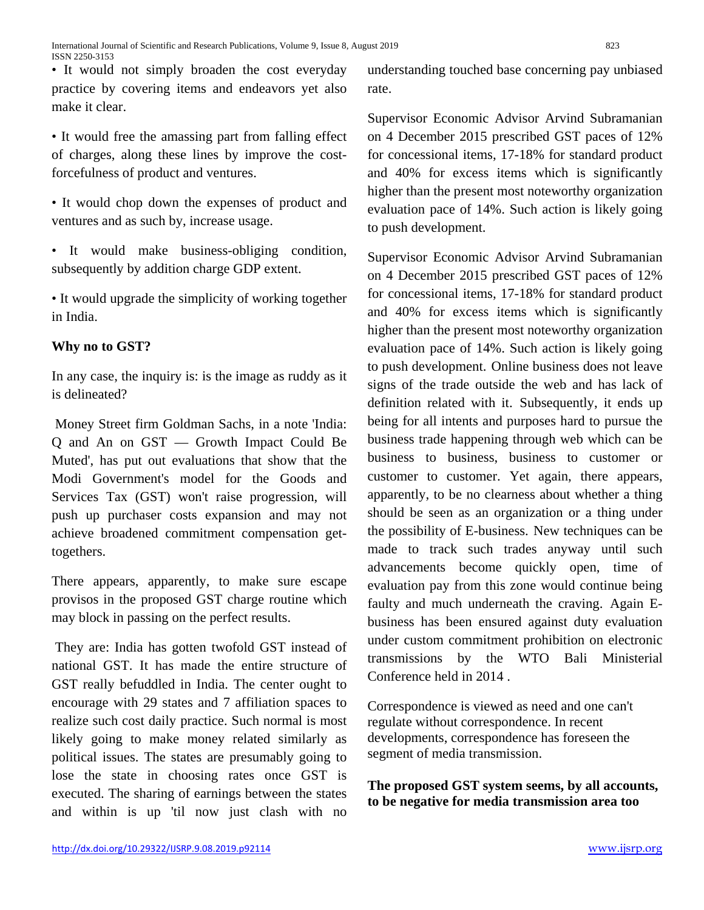• It would not simply broaden the cost everyday practice by covering items and endeavors yet also make it clear.

• It would free the amassing part from falling effect of charges, along these lines by improve the cost-forcefulness of product and ventures.

• It would chop down the expenses of product and ventures and as such by, increase usage.

• It would make business-obliging condition, subsequently by addition charge GDP extent.

• It would upgrade the simplicity of working together in India.

**Why no to GST?**

In any case, the inquiry is: is the image as ruddy as it is delineated?

Money Street firm Goldman Sachs, in a note 'India: Q and An on GST — Growth Impact Could Be Muted', has put out evaluations that show that the Modi Government's model for the Goods and Services Tax (GST) won't raise progression, will push up purchaser costs expansion and may not achieve broadened commitment compensation get-togethers.

There appears, apparently, to make sure escape provisos in the proposed GST charge routine which may block in passing on the perfect results.

They are: India has gotten twofold GST instead of national GST. It has made the entire structure of GST really befuddled in India. The center ought to encourage with 29 states and 7 affiliation spaces to realize such cost daily practice. Such normal is most likely going to make money related similarly as political issues. The states are presumably going to lose the state in choosing rates once GST is executed. The sharing of earnings between the states and within is up 'til now just clash with no understanding touched base concerning pay unbiased rate.

Supervisor Economic Advisor Arvind Subramanian on 4 December 2015 prescribed GST paces of 12% for concessional items, 17-18% for standard product and 40% for excess items which is significantly higher than the present most noteworthy organization evaluation pace of 14%. Such action is likely going to push development.

Supervisor Economic Advisor Arvind Subramanian on 4 December 2015 prescribed GST paces of 12% for concessional items, 17-18% for standard product and 40% for excess items which is significantly higher than the present most noteworthy organization evaluation pace of 14%. Such action is likely going to push development. Online business does not leave signs of the trade outside the web and has lack of definition related with it. Subsequently, it ends up being for all intents and purposes hard to pursue the business trade happening through web which can be business to business, business to customer or customer to customer. Yet again, there appears, apparently, to be no clearness about whether a thing should be seen as an organization or a thing under the possibility of E-business. New techniques can be made to track such trades anyway until such advancements become quickly open, time of evaluation pay from this zone would continue being faulty and much underneath the craving. Again E-business has been ensured against duty evaluation under custom commitment prohibition on electronic transmissions by the WTO Bali Ministerial Conference held in 2014 .

Correspondence is viewed as need and one can't regulate without correspondence. In recent developments, correspondence has foreseen the segment of media transmission.

**The proposed GST system seems, by all accounts, to be negative for media transmission area too**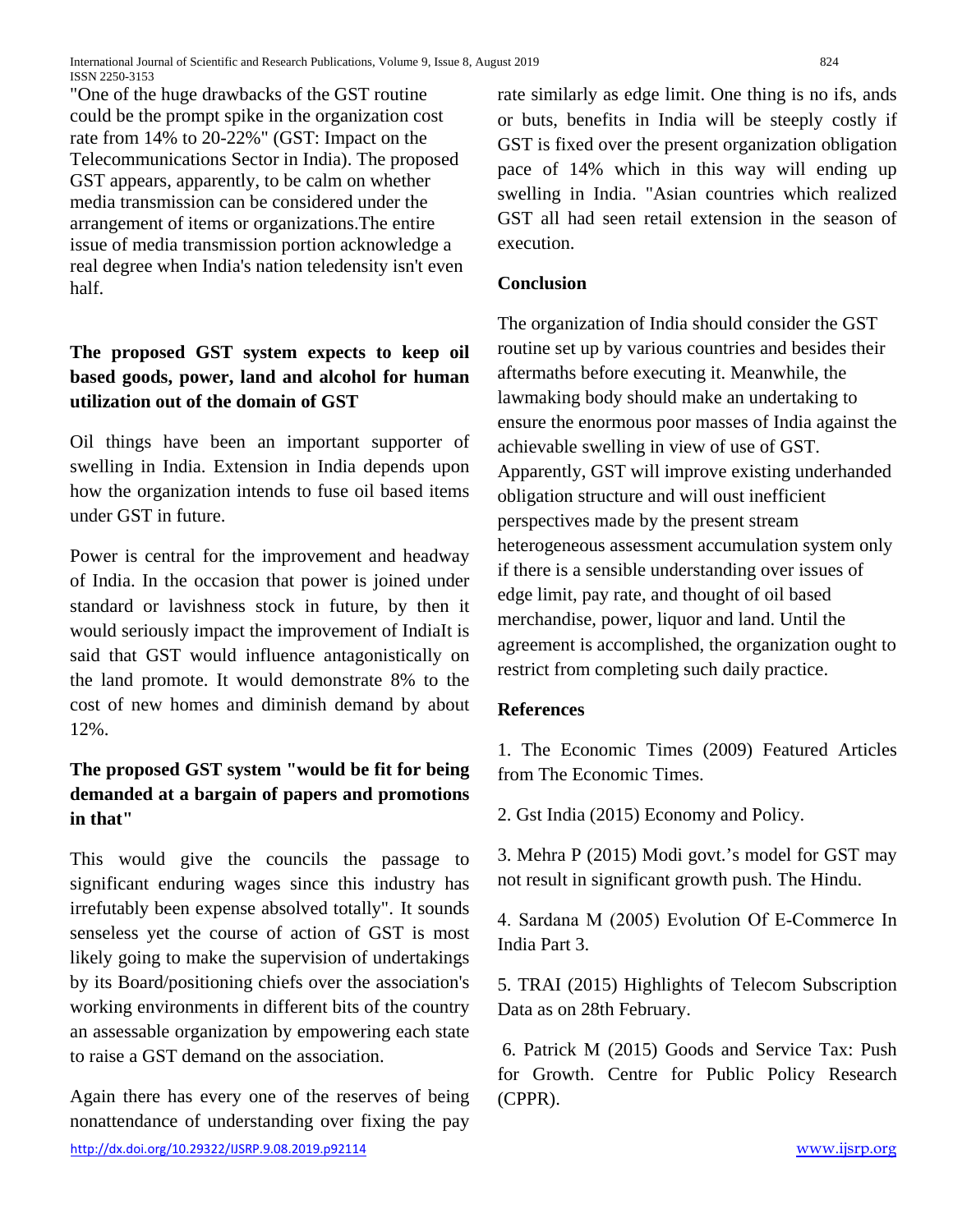"One of the huge drawbacks of the GST routine could be the prompt spike in the organization cost rate from 14% to 20-22%" (GST: Impact on the Telecommunications Sector in India). The proposed GST appears, apparently, to be calm on whether media transmission can be considered under the arrangement of items or organizations.The entire issue of media transmission portion acknowledge a real degree when India's nation teledensity isn't even half.

### The proposed GST system expects to keep oil based goods, power, land and alcohol for human utilization out of the domain of GST

Oil things have been an important supporter of swelling in India. Extension in India depends upon how the organization intends to fuse oil based items under GST in future.

Power is central for the improvement and headway of India. In the occasion that power is joined under standard or lavishness stock in future, by then it would seriously impact the improvement of IndiaIt is said that GST would influence antagonistically on the land promote. It would demonstrate 8% to the cost of new homes and diminish demand by about 12%.

### The proposed GST system "would be fit for being demanded at a bargain of papers and promotions in that"

This would give the councils the passage to significant enduring wages since this industry has irrefutably been expense absolved totally". It sounds senseless yet the course of action of GST is most likely going to make the supervision of undertakings by its Board/positioning chiefs over the association's working environments in different bits of the country an assessable organization by empowering each state to raise a GST demand on the association.

Again there has every one of the reserves of being nonattendance of understanding over fixing the pay rate similarly as edge limit. One thing is no ifs, ands or buts, benefits in India will be steeply costly if GST is fixed over the present organization obligation pace of 14% which in this way will ending up swelling in India. "Asian countries which realized GST all had seen retail extension in the season of execution.

## Conclusion

The organization of India should consider the GST routine set up by various countries and besides their aftermaths before executing it. Meanwhile, the lawmaking body should make an undertaking to ensure the enormous poor masses of India against the achievable swelling in view of use of GST. Apparently, GST will improve existing underhanded obligation structure and will oust inefficient perspectives made by the present stream heterogeneous assessment accumulation system only if there is a sensible understanding over issues of edge limit, pay rate, and thought of oil based merchandise, power, liquor and land. Until the agreement is accomplished, the organization ought to restrict from completing such daily practice.

## References

1. The Economic Times (2009) Featured Articles from The Economic Times.

2. Gst India (2015) Economy and Policy.

3. Mehra P (2015) Modi govt.'s model for GST may not result in significant growth push. The Hindu.

4. Sardana M (2005) Evolution Of E-Commerce In India Part 3.

5. TRAI (2015) Highlights of Telecom Subscription Data as on 28th February.

6. Patrick M (2015) Goods and Service Tax: Push for Growth. Centre for Public Policy Research (CPPR).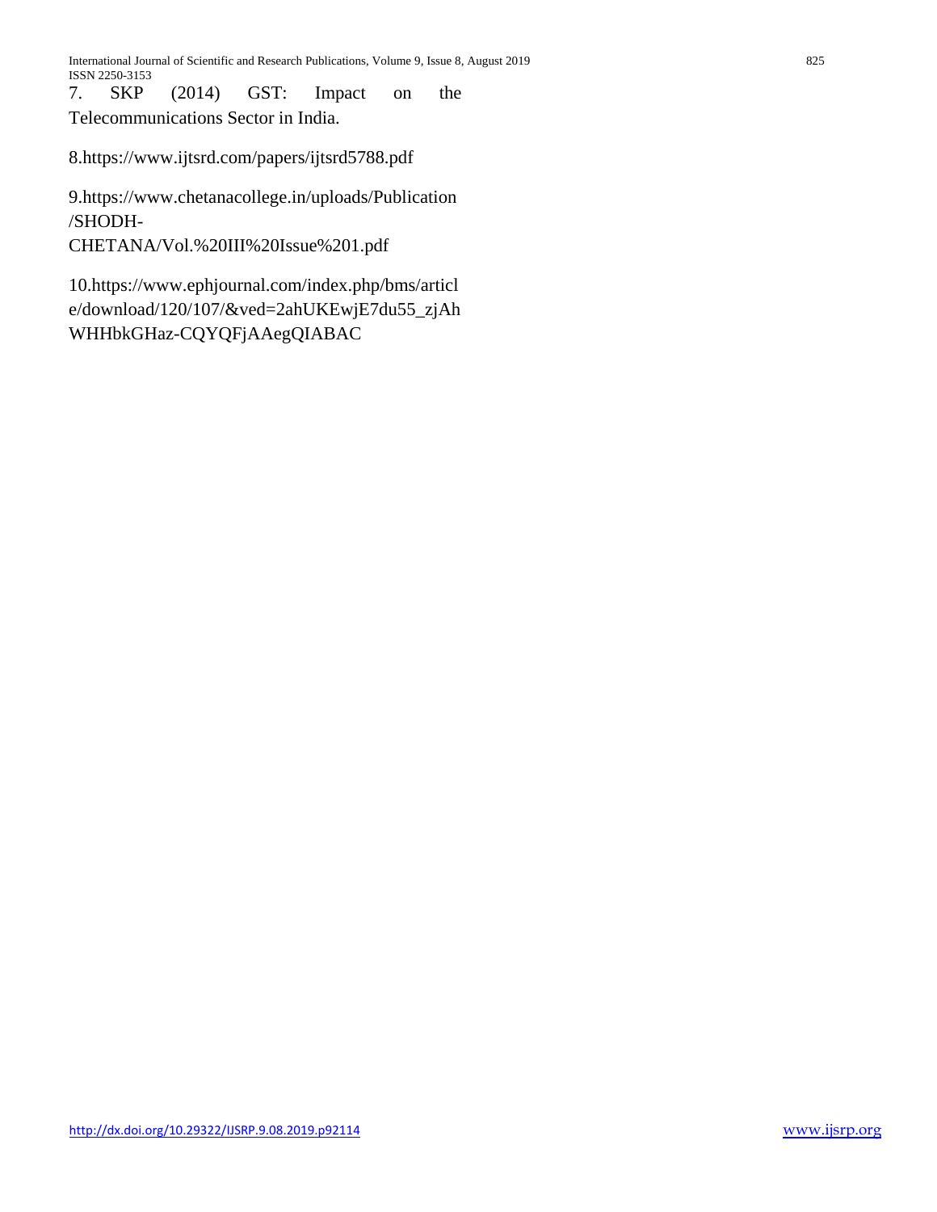7. SKP (2014) GST: Impact on the Telecommunications Sector in India.

8.https://www.ijtsrd.com/papers/ijtsrd5788.pdf

9.https://www.chetanacollege.in/uploads/Publication/SHODH-CHETANA/Vol.%20III%20Issue%201.pdf

10.https://www.ephjournal.com/index.php/bms/article/download/120/107/&ved=2ahUKEwjE7du55_zjAhWHHbkGHaz-CQYQFjAAegQIABAC